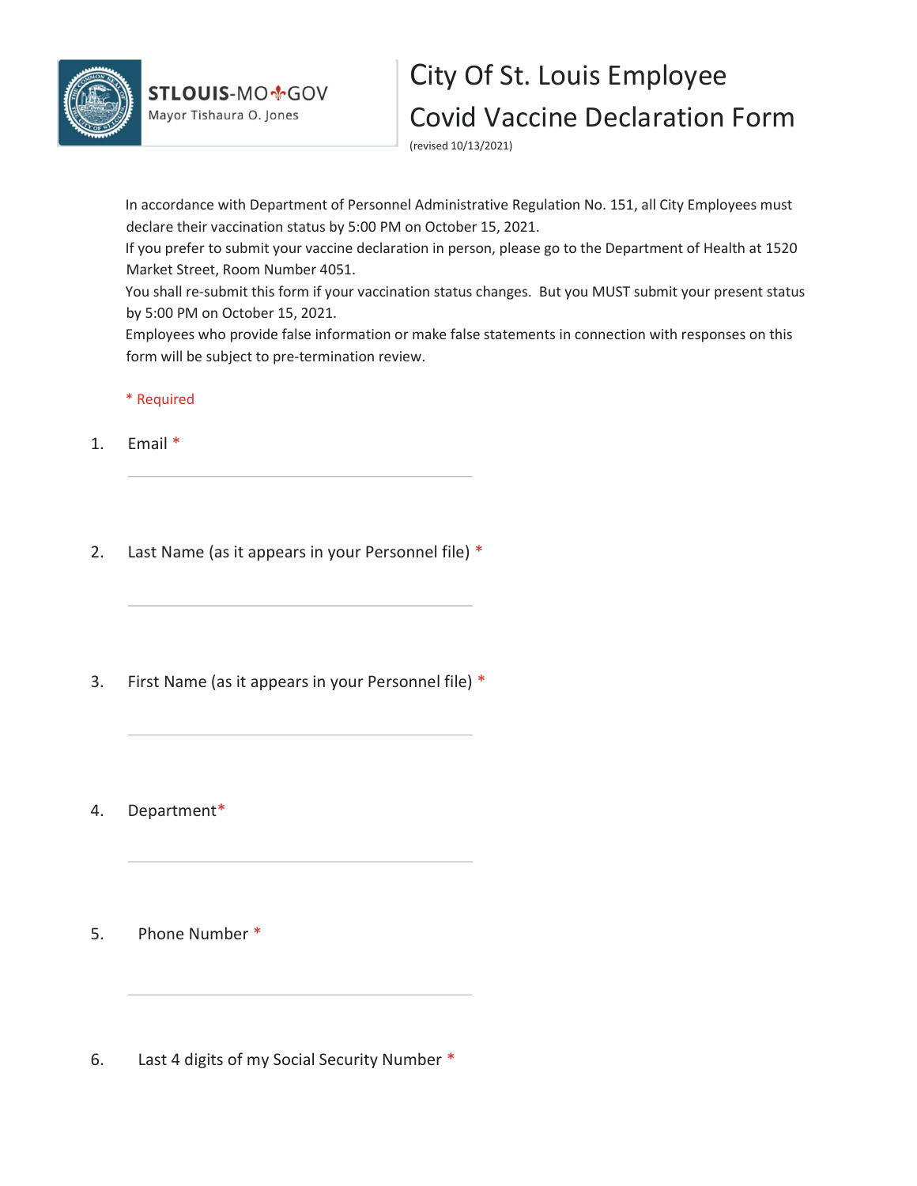STLOUIS-MO GOV
Mayor Tishaura O. Jones

# City Of St. Louis Employee Covid Vaccine Declaration Form

(revised 10/13/2021)

In accordance with Department of Personnel Administrative Regulation No. 151, all City Employees must declare their vaccination status by 5:00 PM on October 15, 2021.
If you prefer to submit your vaccine declaration in person, please go to the Department of Health at 1520 Market Street, Room Number 4051.
You shall re-submit this form if your vaccination status changes. But you MUST submit your present status by 5:00 PM on October 15, 2021.
Employees who provide false information or make false statements in connection with responses on this form will be subject to pre-termination review.

* Required

1. Email *

   ______________________________

2. Last Name (as it appears in your Personnel file) *

   ______________________________

3. First Name (as it appears in your Personnel file) *

   ______________________________

4. Department*

   ______________________________

5. Phone Number *

   ______________________________

6. Last 4 digits of my Social Security Number *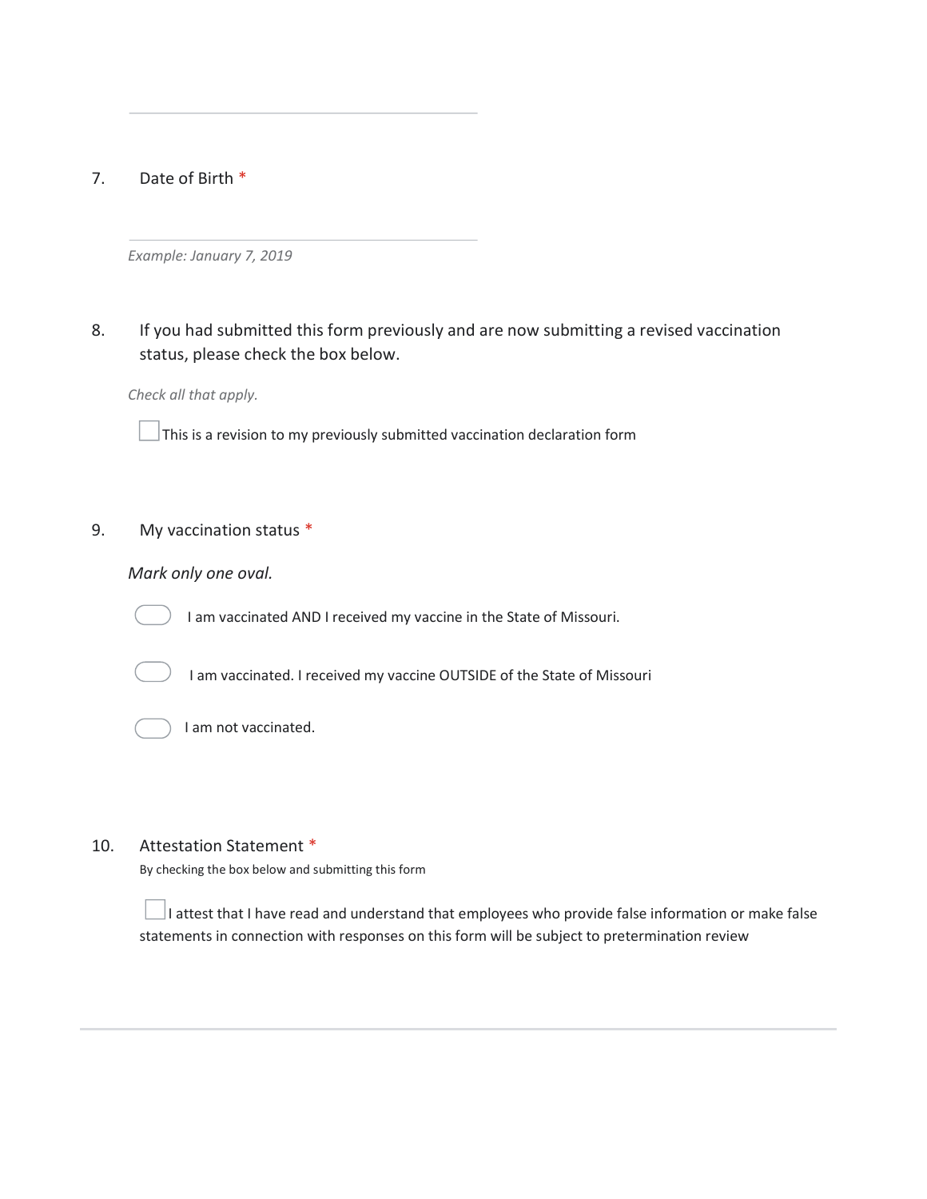7. Date of Birth *

_______________________________

*Example: January 7, 2019*

8. If you had submitted this form previously and are now submitting a revised vaccination status, please check the box below.

*Check all that apply.*

☐ This is a revision to my previously submitted vaccination declaration form

9. My vaccination status *

*Mark only one oval.*

◯ I am vaccinated AND I received my vaccine in the State of Missouri.

◯ I am vaccinated. I received my vaccine OUTSIDE of the State of Missouri

◯ I am not vaccinated.

10. Attestation Statement *

By checking the box below and submitting this form

☐ I attest that I have read and understand that employees who provide false information or make false statements in connection with responses on this form will be subject to pretermination review